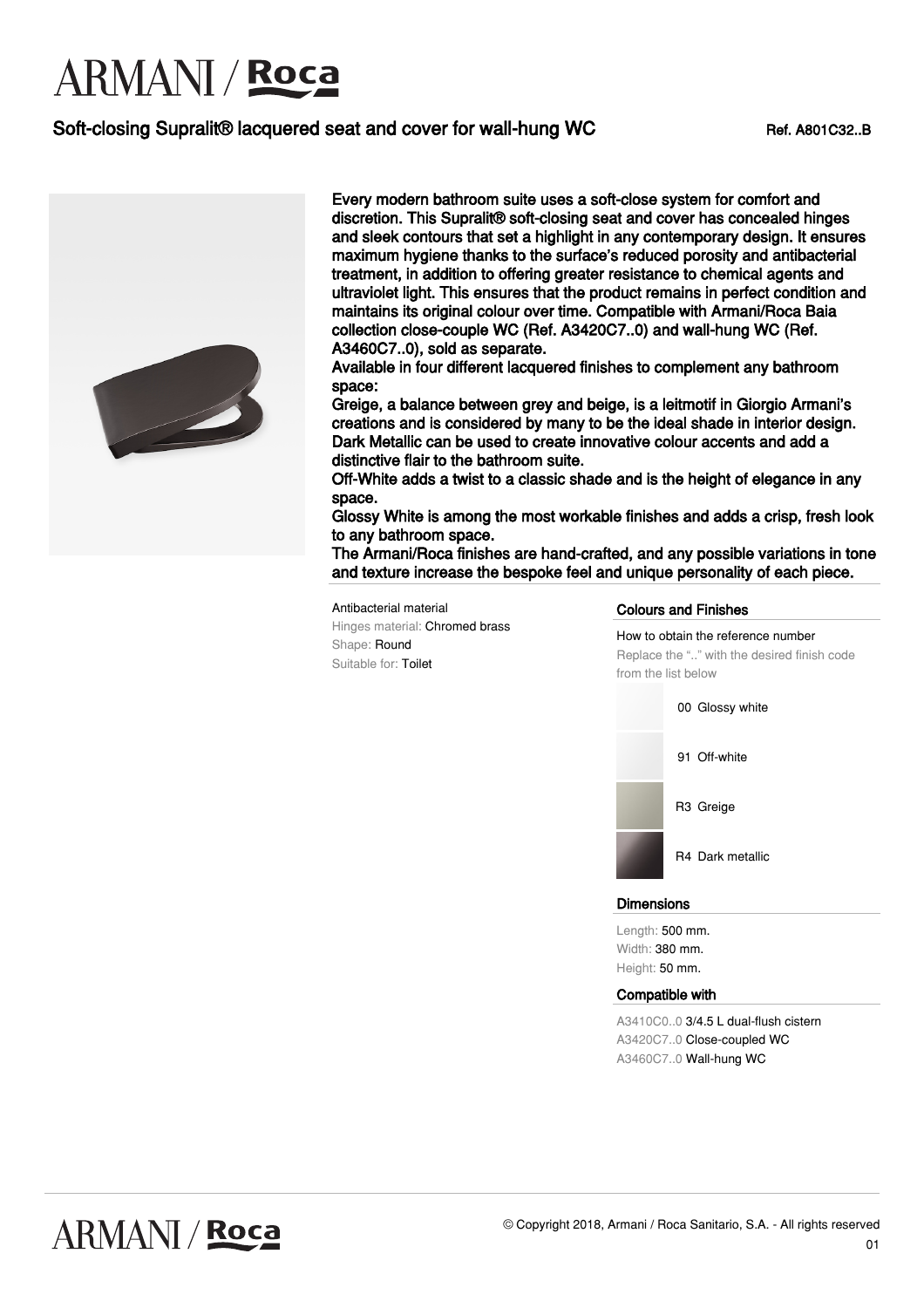# ARMANI / Roca

## Soft-closing Supralit® lacquered seat and cover for wall-hung WC

Ref. A801C32..B

Every modern bathroom suite uses a soft-close system for comfort and discretion. This Supralit® soft-closing seat and cover has concealed hinges and sleek contours that set a highlight in any contemporary design. It ensures maximum hygiene thanks to the surface's reduced porosity and antibacterial treatment, in addition to offering greater resistance to chemical agents and ultraviolet light. This ensures that the product remains in perfect condition and maintains its original colour over time. Compatible with Armani/Roca Baia collection close-couple WC (Ref. A3420C7..0) and wall-hung WC (Ref. A3460C7..0), sold as separate.
Available in four different lacquered finishes to complement any bathroom space:
Greige, a balance between grey and beige, is a leitmotif in Giorgio Armani's creations and is considered by many to be the ideal shade in interior design.
Dark Metallic can be used to create innovative colour accents and add a distinctive flair to the bathroom suite.
Off-White adds a twist to a classic shade and is the height of elegance in any space.
Glossy White is among the most workable finishes and adds a crisp, fresh look to any bathroom space.
The Armani/Roca finishes are hand-crafted, and any possible variations in tone and texture increase the bespoke feel and unique personality of each piece.

Antibacterial material
Hinges material: Chromed brass
Shape: Round
Suitable for: Toilet

### Colours and Finishes

How to obtain the reference number
Replace the ".." with the desired finish code from the list below

- 00 Glossy white
- 91 Off-white
- R3 Greige
- R4 Dark metallic

### Dimensions

Length: 500 mm.
Width: 380 mm.
Height: 50 mm.

### Compatible with

A3410C0..0 3/4.5 L dual-flush cistern
A3420C7..0 Close-coupled WC
A3460C7..0 Wall-hung WC

© Copyright 2018, Armani / Roca Sanitario, S.A. - All rights reserved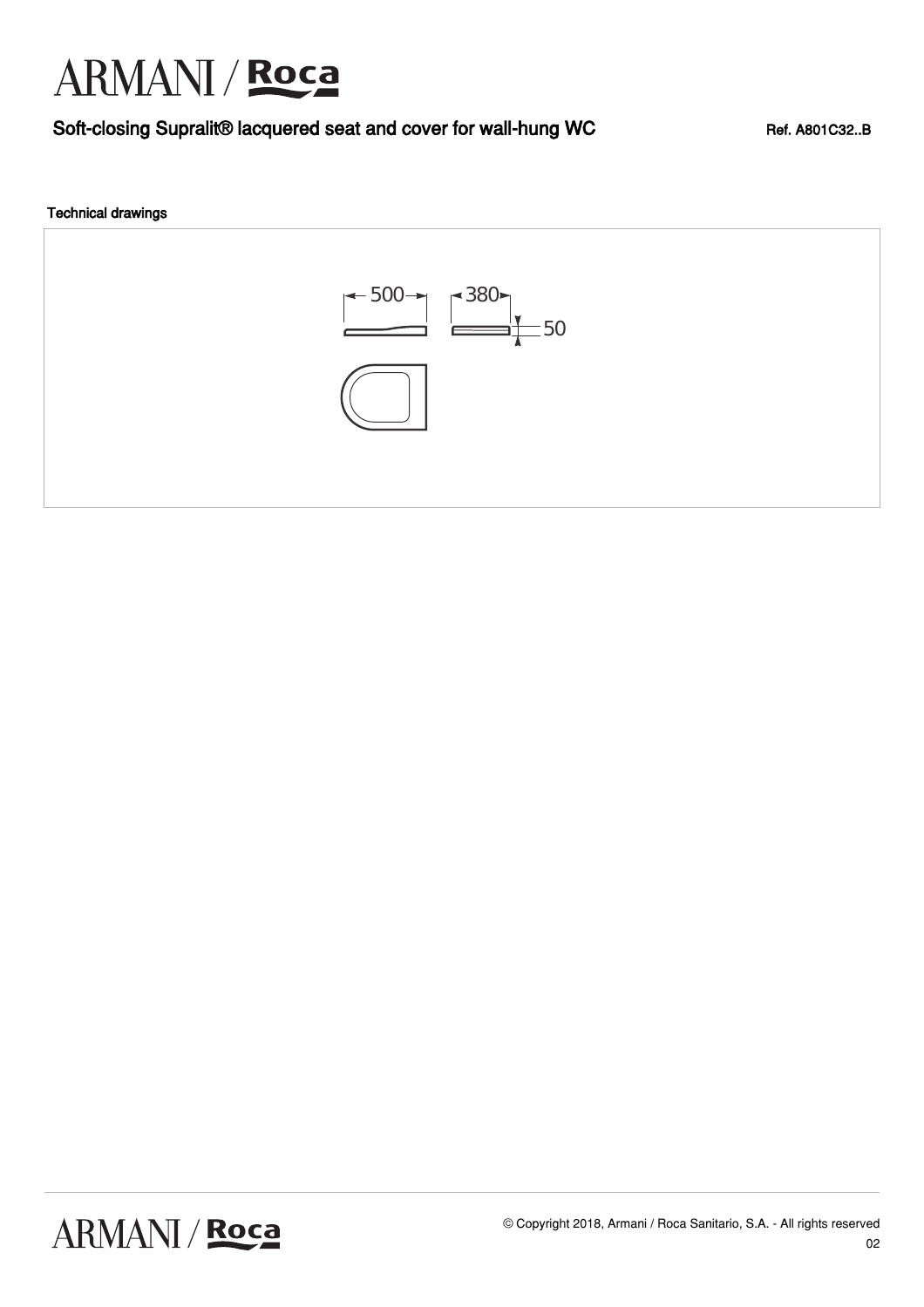# Soft-closing Supralit® lacquered seat and cover for wall-hung WC

Ref. A801C32..B

## Technical drawings

500

380

50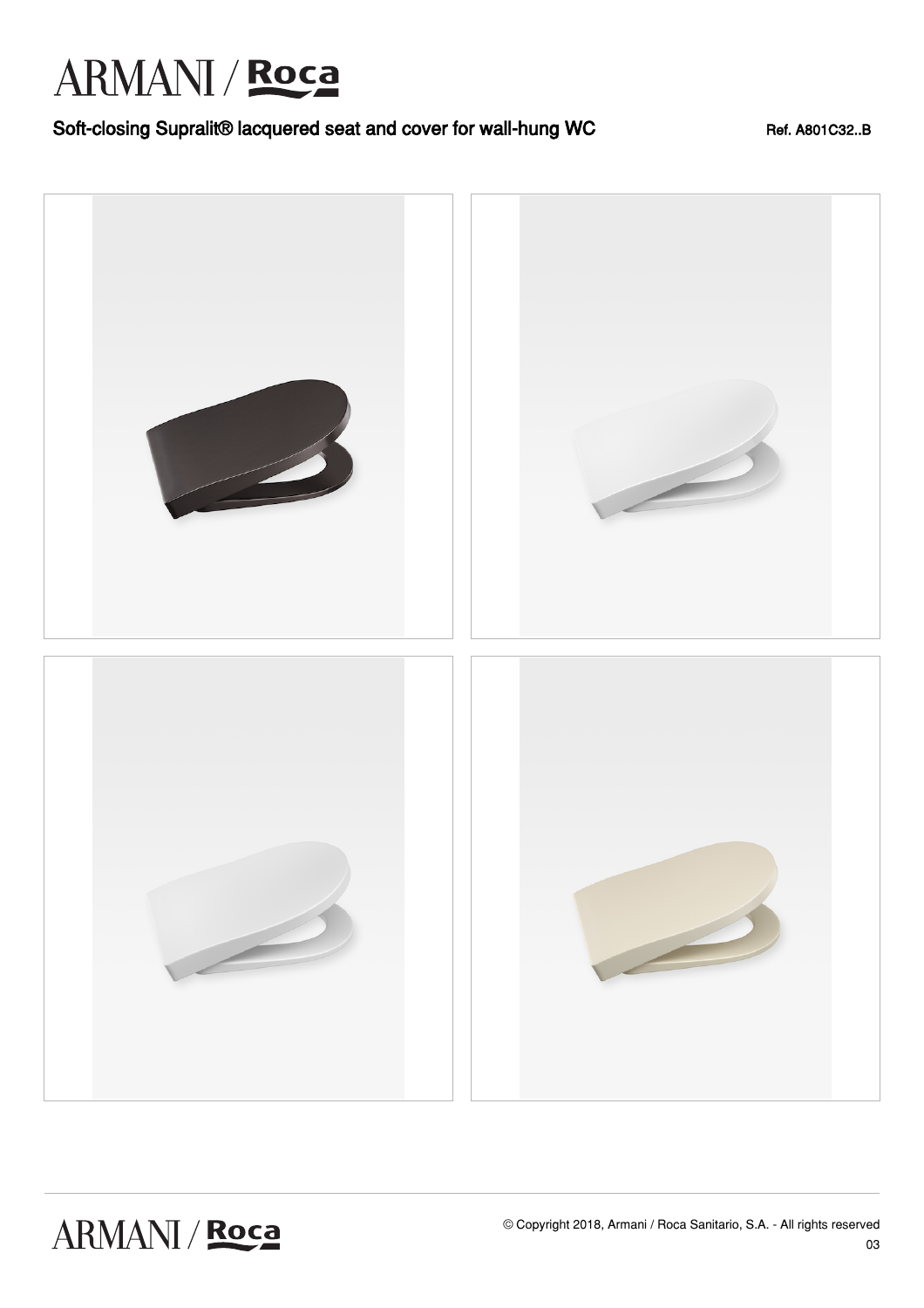Soft-closing Supralit® lacquered seat and cover for wall-hung WC

Ref. A801C32..B

© Copyright 2018, Armani / Roca Sanitario, S.A. - All rights reserved